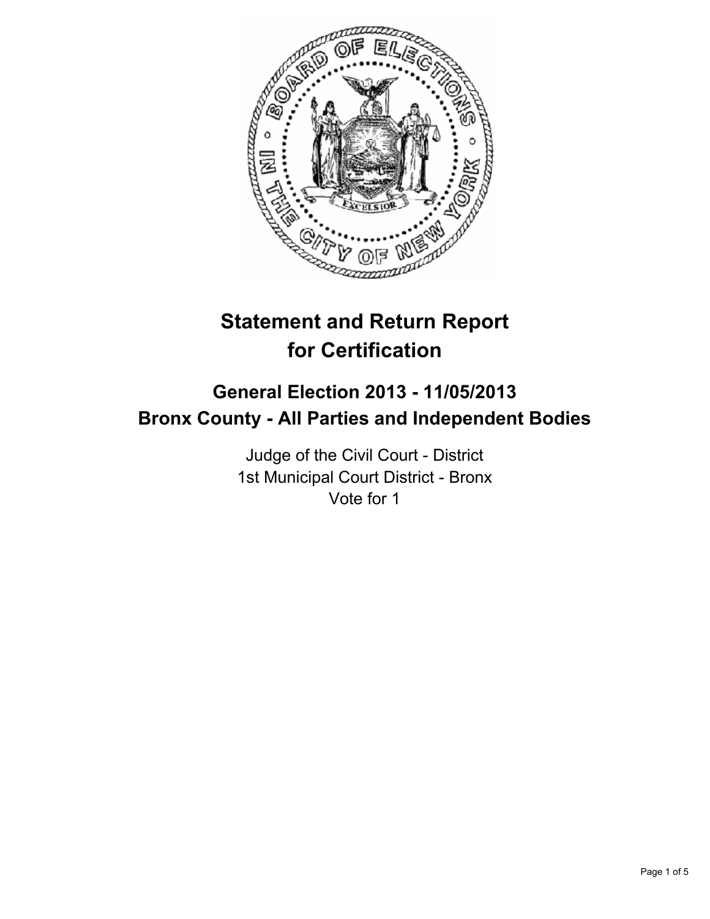# Statement and Return Report for Certification

## General Election 2013 - 11/05/2013
## Bronx County - All Parties and Independent Bodies

Judge of the Civil Court - District
1st Municipal Court District - Bronx
Vote for 1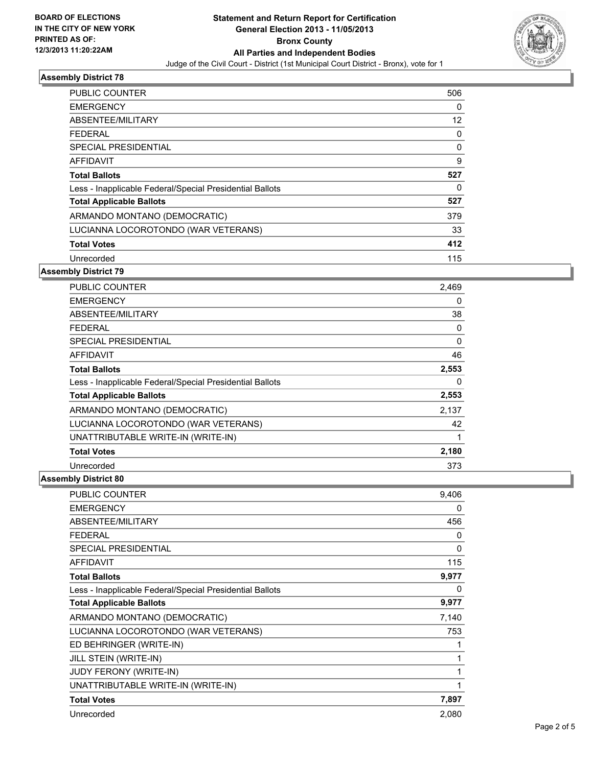BOARD OF ELECTIONS
IN THE CITY OF NEW YORK
PRINTED AS OF:
12/3/2013 11:20:22AM

**Statement and Return Report for Certification**
**General Election 2013 - 11/05/2013**
**Bronx County**
**All Parties and Independent Bodies**
Judge of the Civil Court - District (1st Municipal Court District - Bronx), vote for 1

### Assembly District 78

| | |
|---|---|
| PUBLIC COUNTER | 506 |
| EMERGENCY | 0 |
| ABSENTEE/MILITARY | 12 |
| FEDERAL | 0 |
| SPECIAL PRESIDENTIAL | 0 |
| AFFIDAVIT | 9 |
| **Total Ballots** | **527** |
| Less - Inapplicable Federal/Special Presidential Ballots | 0 |
| **Total Applicable Ballots** | **527** |
| ARMANDO MONTANO (DEMOCRATIC) | 379 |
| LUCIANNA LOCOROTONDO (WAR VETERANS) | 33 |
| **Total Votes** | **412** |
| Unrecorded | 115 |

### Assembly District 79

| | |
|---|---|
| PUBLIC COUNTER | 2,469 |
| EMERGENCY | 0 |
| ABSENTEE/MILITARY | 38 |
| FEDERAL | 0 |
| SPECIAL PRESIDENTIAL | 0 |
| AFFIDAVIT | 46 |
| **Total Ballots** | **2,553** |
| Less - Inapplicable Federal/Special Presidential Ballots | 0 |
| **Total Applicable Ballots** | **2,553** |
| ARMANDO MONTANO (DEMOCRATIC) | 2,137 |
| LUCIANNA LOCOROTONDO (WAR VETERANS) | 42 |
| UNATTRIBUTABLE WRITE-IN (WRITE-IN) | 1 |
| **Total Votes** | **2,180** |
| Unrecorded | 373 |

### Assembly District 80

| | |
|---|---|
| PUBLIC COUNTER | 9,406 |
| EMERGENCY | 0 |
| ABSENTEE/MILITARY | 456 |
| FEDERAL | 0 |
| SPECIAL PRESIDENTIAL | 0 |
| AFFIDAVIT | 115 |
| **Total Ballots** | **9,977** |
| Less - Inapplicable Federal/Special Presidential Ballots | 0 |
| **Total Applicable Ballots** | **9,977** |
| ARMANDO MONTANO (DEMOCRATIC) | 7,140 |
| LUCIANNA LOCOROTONDO (WAR VETERANS) | 753 |
| ED BEHRINGER (WRITE-IN) | 1 |
| JILL STEIN (WRITE-IN) | 1 |
| JUDY FERONY (WRITE-IN) | 1 |
| UNATTRIBUTABLE WRITE-IN (WRITE-IN) | 1 |
| **Total Votes** | **7,897** |
| Unrecorded | 2,080 |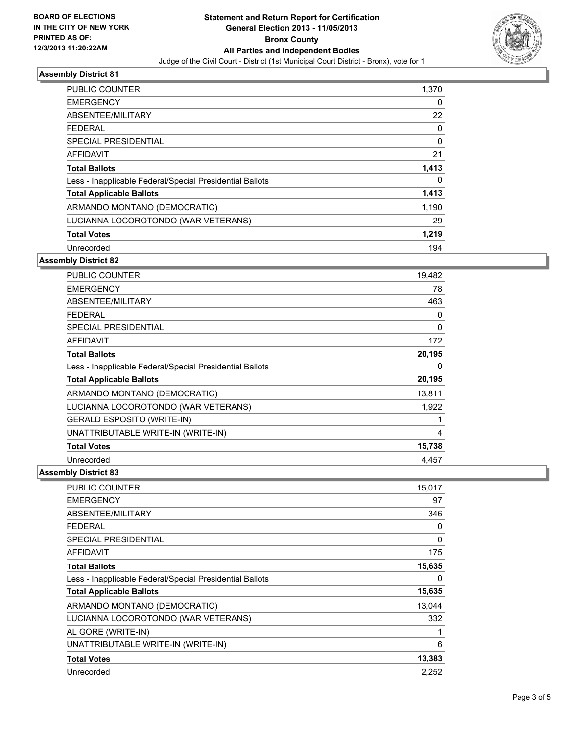**BOARD OF ELECTIONS IN THE CITY OF NEW YORK PRINTED AS OF: 12/3/2013 11:20:22AM**

# Statement and Return Report for Certification
## General Election 2013 - 11/05/2013
## Bronx County
## All Parties and Independent Bodies

Judge of the Civil Court - District (1st Municipal Court District - Bronx), vote for 1

### Assembly District 81

| | |
|---|---|
| PUBLIC COUNTER | 1,370 |
| EMERGENCY | 0 |
| ABSENTEE/MILITARY | 22 |
| FEDERAL | 0 |
| SPECIAL PRESIDENTIAL | 0 |
| AFFIDAVIT | 21 |
| **Total Ballots** | **1,413** |
| Less - Inapplicable Federal/Special Presidential Ballots | 0 |
| **Total Applicable Ballots** | **1,413** |
| ARMANDO MONTANO (DEMOCRATIC) | 1,190 |
| LUCIANNA LOCOROTONDO (WAR VETERANS) | 29 |
| **Total Votes** | **1,219** |
| Unrecorded | 194 |

### Assembly District 82

| | |
|---|---|
| PUBLIC COUNTER | 19,482 |
| EMERGENCY | 78 |
| ABSENTEE/MILITARY | 463 |
| FEDERAL | 0 |
| SPECIAL PRESIDENTIAL | 0 |
| AFFIDAVIT | 172 |
| **Total Ballots** | **20,195** |
| Less - Inapplicable Federal/Special Presidential Ballots | 0 |
| **Total Applicable Ballots** | **20,195** |
| ARMANDO MONTANO (DEMOCRATIC) | 13,811 |
| LUCIANNA LOCOROTONDO (WAR VETERANS) | 1,922 |
| GERALD ESPOSITO (WRITE-IN) | 1 |
| UNATTRIBUTABLE WRITE-IN (WRITE-IN) | 4 |
| **Total Votes** | **15,738** |
| Unrecorded | 4,457 |

### Assembly District 83

| | |
|---|---|
| PUBLIC COUNTER | 15,017 |
| EMERGENCY | 97 |
| ABSENTEE/MILITARY | 346 |
| FEDERAL | 0 |
| SPECIAL PRESIDENTIAL | 0 |
| AFFIDAVIT | 175 |
| **Total Ballots** | **15,635** |
| Less - Inapplicable Federal/Special Presidential Ballots | 0 |
| **Total Applicable Ballots** | **15,635** |
| ARMANDO MONTANO (DEMOCRATIC) | 13,044 |
| LUCIANNA LOCOROTONDO (WAR VETERANS) | 332 |
| AL GORE (WRITE-IN) | 1 |
| UNATTRIBUTABLE WRITE-IN (WRITE-IN) | 6 |
| **Total Votes** | **13,383** |
| Unrecorded | 2,252 |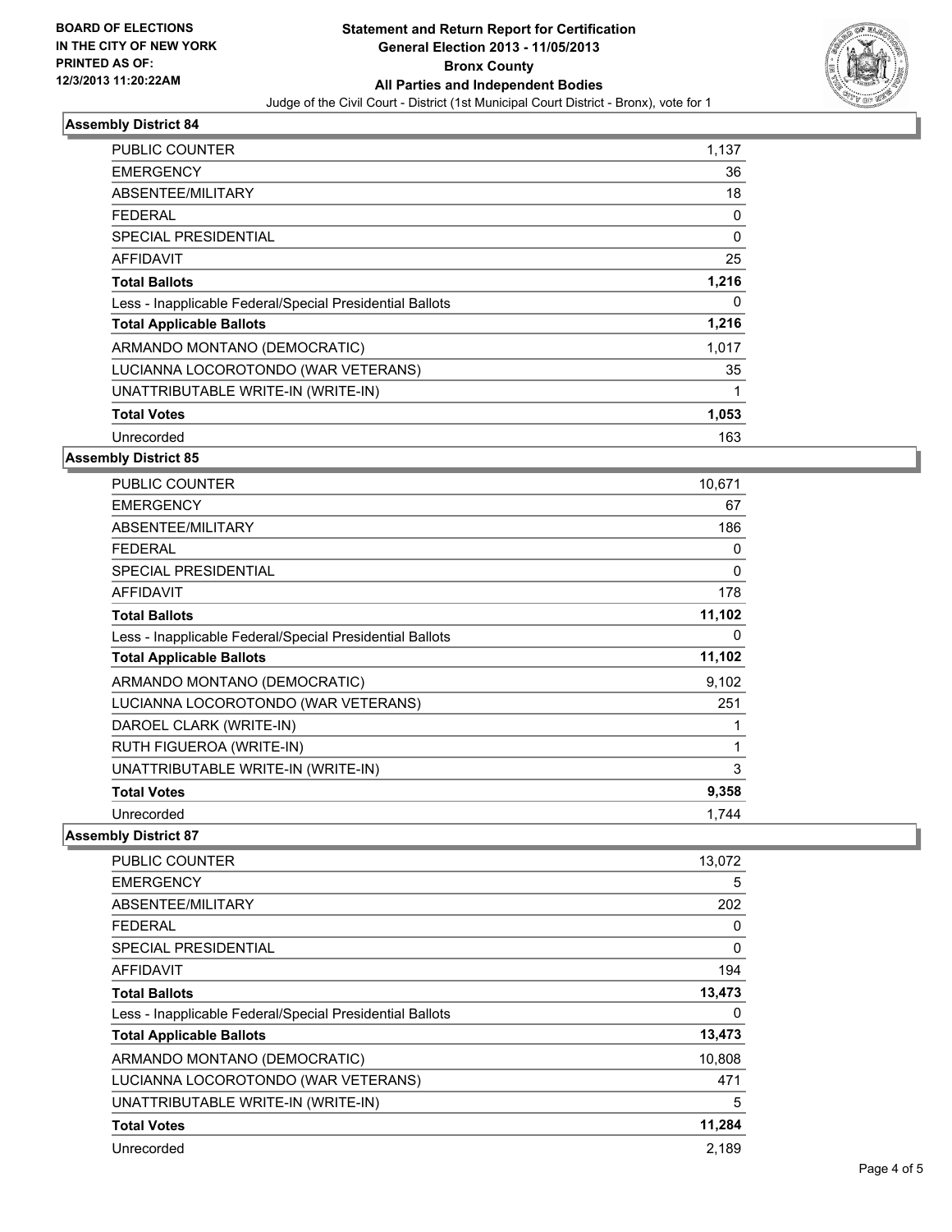**BOARD OF ELECTIONS IN THE CITY OF NEW YORK PRINTED AS OF: 12/3/2013 11:20:22AM**

# Statement and Return Report for Certification
## General Election 2013 - 11/05/2013
## Bronx County
## All Parties and Independent Bodies

Judge of the Civil Court - District (1st Municipal Court District - Bronx), vote for 1

### Assembly District 84

| | |
|---|---|
| PUBLIC COUNTER | 1,137 |
| EMERGENCY | 36 |
| ABSENTEE/MILITARY | 18 |
| FEDERAL | 0 |
| SPECIAL PRESIDENTIAL | 0 |
| AFFIDAVIT | 25 |
| **Total Ballots** | **1,216** |
| Less - Inapplicable Federal/Special Presidential Ballots | 0 |
| **Total Applicable Ballots** | **1,216** |
| ARMANDO MONTANO (DEMOCRATIC) | 1,017 |
| LUCIANNA LOCOROTONDO (WAR VETERANS) | 35 |
| UNATTRIBUTABLE WRITE-IN (WRITE-IN) | 1 |
| **Total Votes** | **1,053** |
| Unrecorded | 163 |

### Assembly District 85

| | |
|---|---|
| PUBLIC COUNTER | 10,671 |
| EMERGENCY | 67 |
| ABSENTEE/MILITARY | 186 |
| FEDERAL | 0 |
| SPECIAL PRESIDENTIAL | 0 |
| AFFIDAVIT | 178 |
| **Total Ballots** | **11,102** |
| Less - Inapplicable Federal/Special Presidential Ballots | 0 |
| **Total Applicable Ballots** | **11,102** |
| ARMANDO MONTANO (DEMOCRATIC) | 9,102 |
| LUCIANNA LOCOROTONDO (WAR VETERANS) | 251 |
| DAROEL CLARK (WRITE-IN) | 1 |
| RUTH FIGUEROA (WRITE-IN) | 1 |
| UNATTRIBUTABLE WRITE-IN (WRITE-IN) | 3 |
| **Total Votes** | **9,358** |
| Unrecorded | 1,744 |

### Assembly District 87

| | |
|---|---|
| PUBLIC COUNTER | 13,072 |
| EMERGENCY | 5 |
| ABSENTEE/MILITARY | 202 |
| FEDERAL | 0 |
| SPECIAL PRESIDENTIAL | 0 |
| AFFIDAVIT | 194 |
| **Total Ballots** | **13,473** |
| Less - Inapplicable Federal/Special Presidential Ballots | 0 |
| **Total Applicable Ballots** | **13,473** |
| ARMANDO MONTANO (DEMOCRATIC) | 10,808 |
| LUCIANNA LOCOROTONDO (WAR VETERANS) | 471 |
| UNATTRIBUTABLE WRITE-IN (WRITE-IN) | 5 |
| **Total Votes** | **11,284** |
| Unrecorded | 2,189 |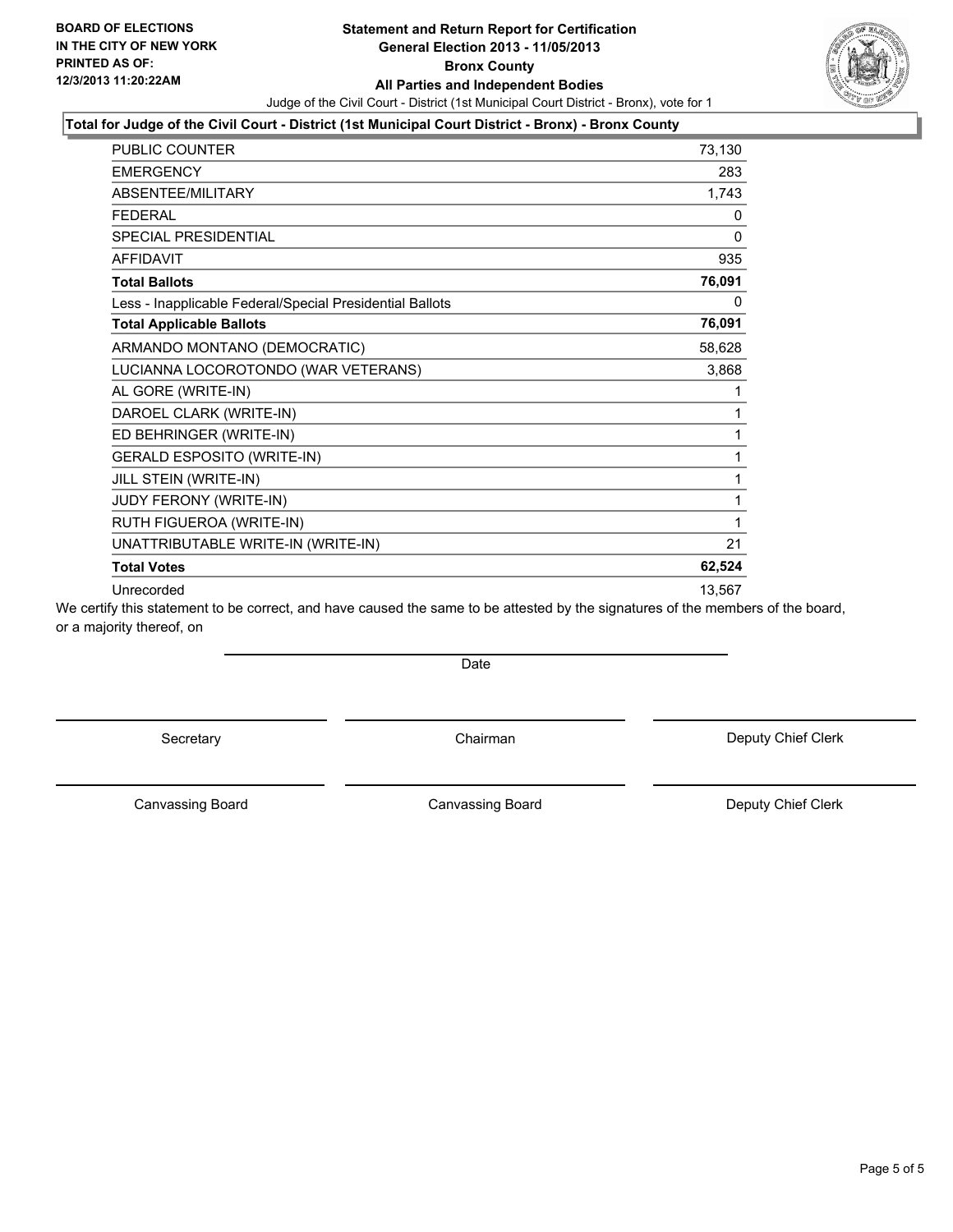**BOARD OF ELECTIONS IN THE CITY OF NEW YORK PRINTED AS OF: 12/3/2013 11:20:22AM**

**Statement and Return Report for Certification**
**General Election 2013 - 11/05/2013**
**Bronx County**
**All Parties and Independent Bodies**

Judge of the Civil Court - District (1st Municipal Court District - Bronx), vote for 1

**Total for Judge of the Civil Court - District (1st Municipal Court District - Bronx) - Bronx County**

| | |
|---|---|
| PUBLIC COUNTER | 73,130 |
| EMERGENCY | 283 |
| ABSENTEE/MILITARY | 1,743 |
| FEDERAL | 0 |
| SPECIAL PRESIDENTIAL | 0 |
| AFFIDAVIT | 935 |
| **Total Ballots** | **76,091** |
| Less - Inapplicable Federal/Special Presidential Ballots | 0 |
| **Total Applicable Ballots** | **76,091** |
| ARMANDO MONTANO (DEMOCRATIC) | 58,628 |
| LUCIANNA LOCOROTONDO (WAR VETERANS) | 3,868 |
| AL GORE (WRITE-IN) | 1 |
| DAROEL CLARK (WRITE-IN) | 1 |
| ED BEHRINGER (WRITE-IN) | 1 |
| GERALD ESPOSITO (WRITE-IN) | 1 |
| JILL STEIN (WRITE-IN) | 1 |
| JUDY FERONY (WRITE-IN) | 1 |
| RUTH FIGUEROA (WRITE-IN) | 1 |
| UNATTRIBUTABLE WRITE-IN (WRITE-IN) | 21 |
| **Total Votes** | **62,524** |
| Unrecorded | 13,567 |

We certify this statement to be correct, and have caused the same to be attested by the signatures of the members of the board, or a majority thereof, on

Date

Secretary | Chairman | Deputy Chief Clerk

Canvassing Board | Canvassing Board | Deputy Chief Clerk